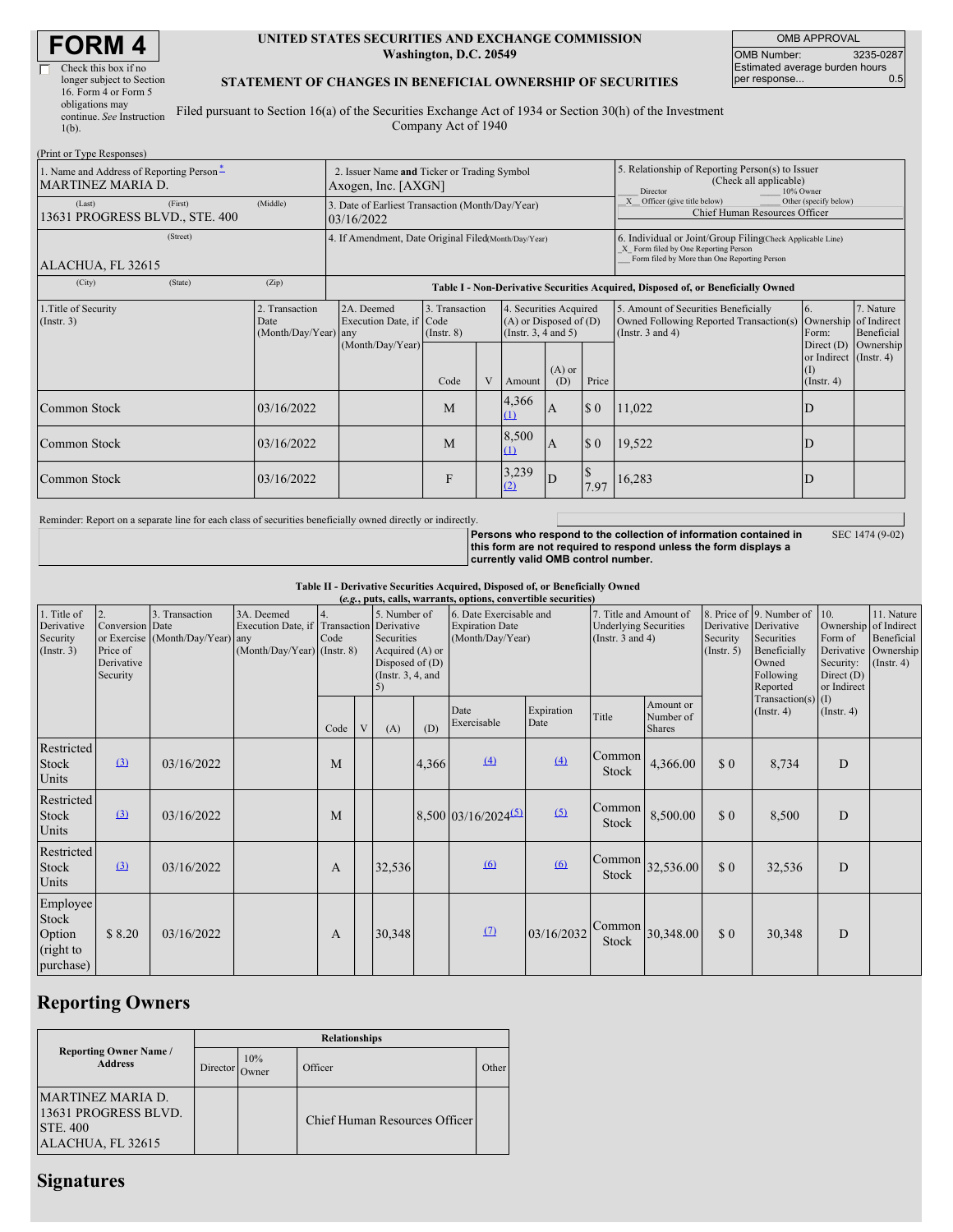# FORM 4

☐ Check this box if no longer subject to Section 16. Form 4 or Form 5 obligations may continue. *See* Instruction 1(b).

**UNITED STATES SECURITIES AND EXCHANGE COMMISSION**
Washington, D.C. 20549

**STATEMENT OF CHANGES IN BENEFICIAL OWNERSHIP OF SECURITIES**

Filed pursuant to Section 16(a) of the Securities Exchange Act of 1934 or Section 30(h) of the Investment Company Act of 1940

| OMB APPROVAL | |
|---|---|
| OMB Number: | 3235-0287 |
| Estimated average burden hours per response... | 0.5 |

(Print or Type Responses)

| 1. Name and Address of Reporting Person * | 2. Issuer Name and Ticker or Trading Symbol | 5. Relationship of Reporting Person(s) to Issuer (Check all applicable) |
|---|---|---|
| MARTINEZ MARIA D. | Axogen, Inc. [AXGN] | ___ Director ___ 10% Owner<br>_X_ Officer (give title below) ___ Other (specify below)<br>Chief Human Resources Officer |
| (Last) (First) (Middle)<br>13631 PROGRESS BLVD., STE. 400 | 3. Date of Earliest Transaction (Month/Day/Year)<br>03/16/2022 | |
| (Street)<br>ALACHUA, FL 32615 | 4. If Amendment, Date Original Filed (Month/Day/Year) | 6. Individual or Joint/Group Filing (Check Applicable Line)<br>_X_ Form filed by One Reporting Person<br>___ Form filed by More than One Reporting Person |
| (City) (State) (Zip) | | |

**Table I - Non-Derivative Securities Acquired, Disposed of, or Beneficially Owned**

| 1.Title of Security (Instr. 3) | 2. Transaction Date (Month/Day/Year) | 2A. Deemed Execution Date, if any (Month/Day/Year) | 3. Transaction Code (Instr. 8) | | 4. Securities Acquired (A) or Disposed of (D) (Instr. 3, 4 and 5) | | | 5. Amount of Securities Beneficially Owned Following Reported Transaction(s) (Instr. 3 and 4) | 6. Ownership Form: Direct (D) or Indirect (I) (Instr. 4) | 7. Nature of Indirect Beneficial Ownership (Instr. 4) |
|---|---|---|---|---|---|---|---|---|---|---|
| | | | Code | V | Amount | (A) or (D) | Price | | | |
| Common Stock | 03/16/2022 | | M | | 4,366 (1) | A | $ 0 | 11,022 | D | |
| Common Stock | 03/16/2022 | | M | | 8,500 (1) | A | $ 0 | 19,522 | D | |
| Common Stock | 03/16/2022 | | F | | 3,239 (2) | D | $ 7.97 | 16,283 | D | |

Reminder: Report on a separate line for each class of securities beneficially owned directly or indirectly.

**Persons who respond to the collection of information contained in this form are not required to respond unless the form displays a currently valid OMB control number.** SEC 1474 (9-02)

**Table II - Derivative Securities Acquired, Disposed of, or Beneficially Owned**
*(e.g., puts, calls, warrants, options, convertible securities)*

| 1. Title of Derivative Security (Instr. 3) | 2. Conversion or Exercise Price of Derivative Security | 3. Transaction Date (Month/Day/Year) | 3A. Deemed Execution Date, if any (Month/Day/Year) | 4. Transaction Code (Instr. 8) | | 5. Number of Derivative Securities Acquired (A) or Disposed of (D) (Instr. 3, 4, and 5) | | 6. Date Exercisable and Expiration Date (Month/Day/Year) | | 7. Title and Amount of Underlying Securities (Instr. 3 and 4) | | 8. Price of Derivative Security (Instr. 5) | 9. Number of Derivative Securities Beneficially Owned Following Reported Transaction(s) (Instr. 4) | 10. Ownership Form of Derivative Security: Direct (D) or Indirect (I) (Instr. 4) | 11. Nature of Indirect Beneficial Ownership (Instr. 4) |
|---|---|---|---|---|---|---|---|---|---|---|---|---|---|---|---|
| | | | | Code | V | (A) | (D) | Date Exercisable | Expiration Date | Title | Amount or Number of Shares | | | | |
| Restricted Stock Units | (3) | 03/16/2022 | | M | | | 4,366 | (4) | (4) | Common Stock | 4,366.00 | $ 0 | 8,734 | D | |
| Restricted Stock Units | (3) | 03/16/2022 | | M | | | 8,500 | 03/16/2024 (5) | (5) | Common Stock | 8,500.00 | $ 0 | 8,500 | D | |
| Restricted Stock Units | (3) | 03/16/2022 | | A | | 32,536 | | (6) | (6) | Common Stock | 32,536.00 | $ 0 | 32,536 | D | |
| Employee Stock Option (right to purchase) | $ 8.20 | 03/16/2022 | | A | | 30,348 | | (7) | 03/16/2032 | Common Stock | 30,348.00 | $ 0 | 30,348 | D | |

## Reporting Owners

| Reporting Owner Name / Address | Relationships | | | |
|---|---|---|---|---|
| | Director | 10% Owner | Officer | Other |
| MARTINEZ MARIA D.<br>13631 PROGRESS BLVD.<br>STE. 400<br>ALACHUA, FL 32615 | | | Chief Human Resources Officer | |

## Signatures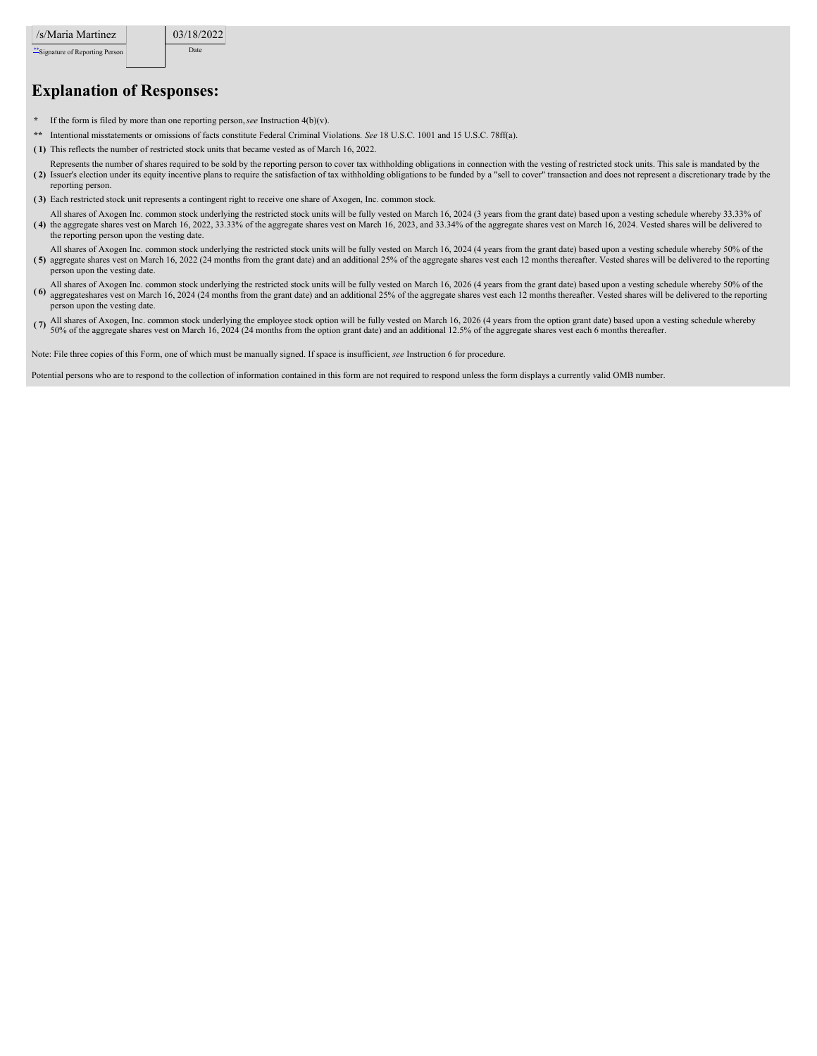| /s/Maria Martinez | | 03/18/2022 |
| --- | --- | --- |
| ** Signature of Reporting Person | | Date |

## Explanation of Responses:

\* If the form is filed by more than one reporting person, *see* Instruction 4(b)(v).

\*\* Intentional misstatements or omissions of facts constitute Federal Criminal Violations. *See* 18 U.S.C. 1001 and 15 U.S.C. 78ff(a).

( 1) This reflects the number of restricted stock units that became vested as of March 16, 2022.

( 2) Represents the number of shares required to be sold by the reporting person to cover tax withholding obligations in connection with the vesting of restricted stock units. This sale is mandated by the Issuer's election under its equity incentive plans to require the satisfaction of tax withholding obligations to be funded by a "sell to cover" transaction and does not represent a discretionary trade by the reporting person.

( 3) Each restricted stock unit represents a contingent right to receive one share of Axogen, Inc. common stock.

( 4) All shares of Axogen Inc. common stock underlying the restricted stock units will be fully vested on March 16, 2024 (3 years from the grant date) based upon a vesting schedule whereby 33.33% of the aggregate shares vest on March 16, 2022, 33.33% of the aggregate shares vest on March 16, 2023, and 33.34% of the aggregate shares vest on March 16, 2024. Vested shares will be delivered to the reporting person upon the vesting date.

( 5) All shares of Axogen Inc. common stock underlying the restricted stock units will be fully vested on March 16, 2024 (4 years from the grant date) based upon a vesting schedule whereby 50% of the aggregate shares vest on March 16, 2022 (24 months from the grant date) and an additional 25% of the aggregate shares vest each 12 months thereafter. Vested shares will be delivered to the reporting person upon the vesting date.

( 6) All shares of Axogen Inc. common stock underlying the restricted stock units will be fully vested on March 16, 2026 (4 years from the grant date) based upon a vesting schedule whereby 50% of the aggregateshares vest on March 16, 2024 (24 months from the grant date) and an additional 25% of the aggregate shares vest each 12 months thereafter. Vested shares will be delivered to the reporting person upon the vesting date.

( 7) All shares of Axogen, Inc. common stock underlying the employee stock option will be fully vested on March 16, 2026 (4 years from the option grant date) based upon a vesting schedule whereby 50% of the aggregate shares vest on March 16, 2024 (24 months from the option grant date) and an additional 12.5% of the aggregate shares vest each 6 months thereafter.

Note: File three copies of this Form, one of which must be manually signed. If space is insufficient, *see* Instruction 6 for procedure.

Potential persons who are to respond to the collection of information contained in this form are not required to respond unless the form displays a currently valid OMB number.